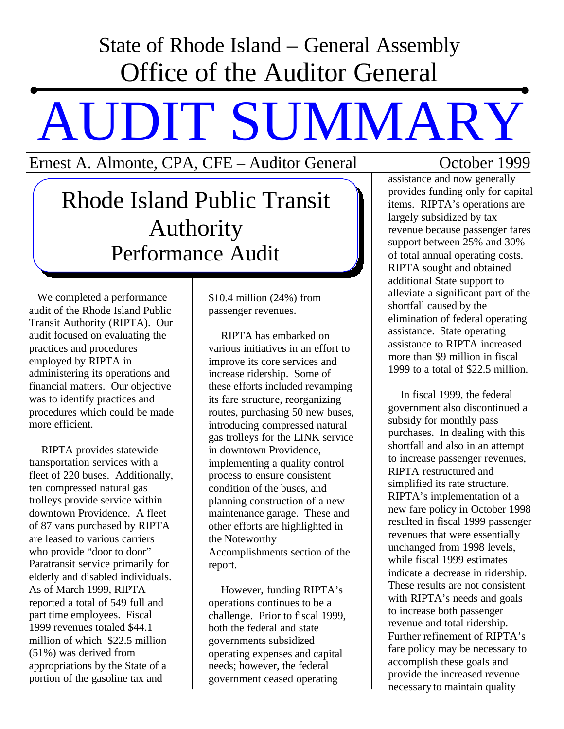State of Rhode Island – General Assembly

Office of the Auditor General

# AUDIT SUMMARY

Ernest A. Almonte, CPA, CFE – Auditor General

October 1999

## Rhode Island Public Transit Authority Performance Audit

We completed a performance audit of the Rhode Island Public Transit Authority (RIPTA). Our audit focused on evaluating the practices and procedures employed by RIPTA in administering its operations and financial matters. Our objective was to identify practices and procedures which could be made more efficient.

RIPTA provides statewide transportation services with a fleet of 220 buses. Additionally, ten compressed natural gas trolleys provide service within downtown Providence. A fleet of 87 vans purchased by RIPTA are leased to various carriers who provide "door to door" Paratransit service primarily for elderly and disabled individuals. As of March 1999, RIPTA reported a total of 549 full and part time employees. Fiscal 1999 revenues totaled $44.1 million of which $22.5 million (51%) was derived from appropriations by the State of a portion of the gasoline tax and $10.4 million (24%) from passenger revenues.

RIPTA has embarked on various initiatives in an effort to improve its core services and increase ridership. Some of these efforts included revamping its fare structure, reorganizing routes, purchasing 50 new buses, introducing compressed natural gas trolleys for the LINK service in downtown Providence, implementing a quality control process to ensure consistent condition of the buses, and planning construction of a new maintenance garage. These and other efforts are highlighted in the Noteworthy Accomplishments section of the report.

However, funding RIPTA's operations continues to be a challenge. Prior to fiscal 1999, both the federal and state governments subsidized operating expenses and capital needs; however, the federal government ceased operating assistance and now generally provides funding only for capital items. RIPTA's operations are largely subsidized by tax revenue because passenger fares support between 25% and 30% of total annual operating costs. RIPTA sought and obtained additional State support to alleviate a significant part of the shortfall caused by the elimination of federal operating assistance. State operating assistance to RIPTA increased more than $9 million in fiscal 1999 to a total of $22.5 million.

In fiscal 1999, the federal government also discontinued a subsidy for monthly pass purchases. In dealing with this shortfall and also in an attempt to increase passenger revenues, RIPTA restructured and simplified its rate structure. RIPTA's implementation of a new fare policy in October 1998 resulted in fiscal 1999 passenger revenues that were essentially unchanged from 1998 levels, while fiscal 1999 estimates indicate a decrease in ridership. These results are not consistent with RIPTA's needs and goals to increase both passenger revenue and total ridership. Further refinement of RIPTA's fare policy may be necessary to accomplish these goals and provide the increased revenue necessary to maintain quality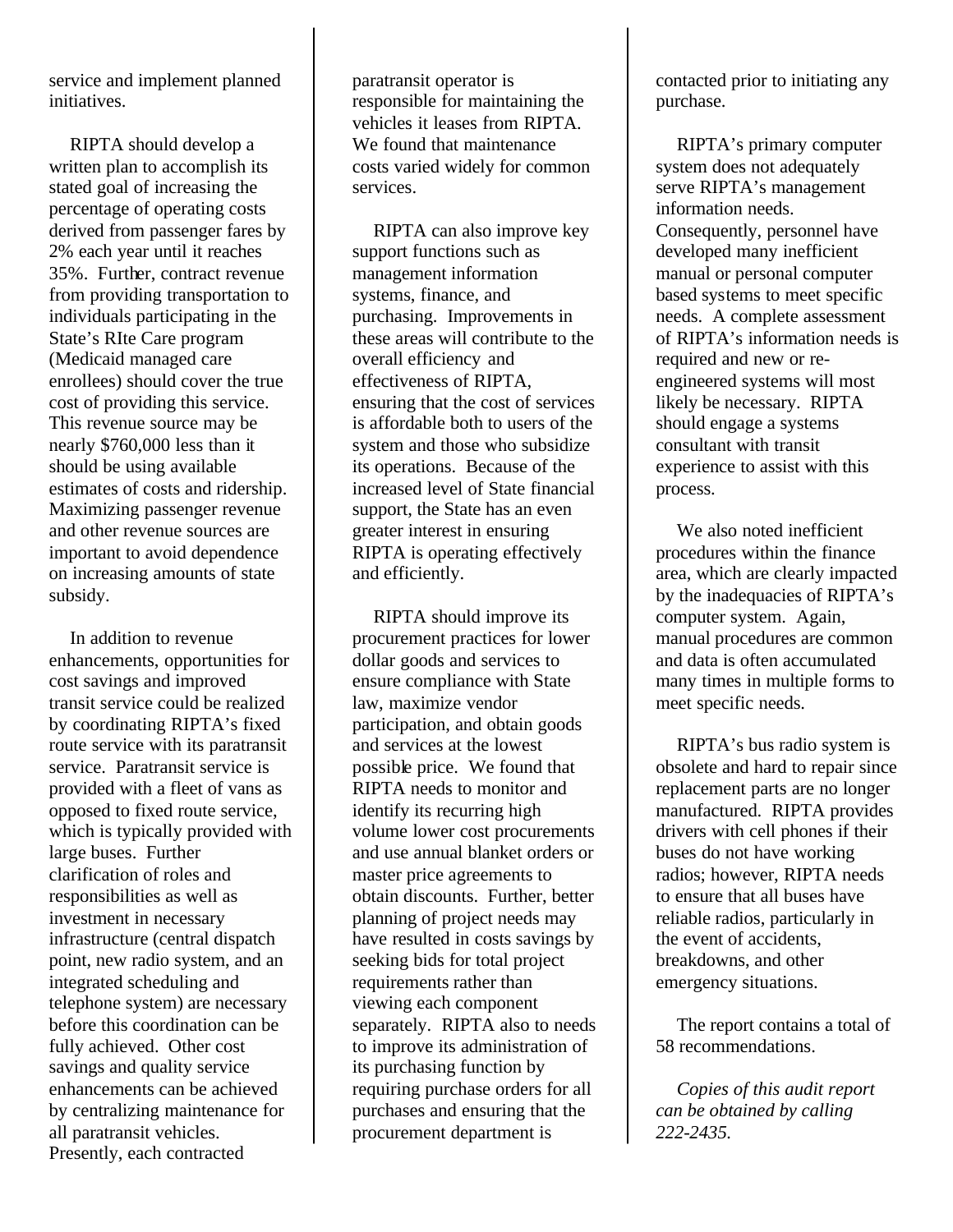service and implement planned initiatives.

RIPTA should develop a written plan to accomplish its stated goal of increasing the percentage of operating costs derived from passenger fares by 2% each year until it reaches 35%. Further, contract revenue from providing transportation to individuals participating in the State's RIte Care program (Medicaid managed care enrollees) should cover the true cost of providing this service. This revenue source may be nearly $760,000 less than it should be using available estimates of costs and ridership. Maximizing passenger revenue and other revenue sources are important to avoid dependence on increasing amounts of state subsidy.

In addition to revenue enhancements, opportunities for cost savings and improved transit service could be realized by coordinating RIPTA's fixed route service with its paratransit service. Paratransit service is provided with a fleet of vans as opposed to fixed route service, which is typically provided with large buses. Further clarification of roles and responsibilities as well as investment in necessary infrastructure (central dispatch point, new radio system, and an integrated scheduling and telephone system) are necessary before this coordination can be fully achieved. Other cost savings and quality service enhancements can be achieved by centralizing maintenance for all paratransit vehicles. Presently, each contracted paratransit operator is responsible for maintaining the vehicles it leases from RIPTA. We found that maintenance costs varied widely for common services.

RIPTA can also improve key support functions such as management information systems, finance, and purchasing. Improvements in these areas will contribute to the overall efficiency and effectiveness of RIPTA, ensuring that the cost of services is affordable both to users of the system and those who subsidize its operations. Because of the increased level of State financial support, the State has an even greater interest in ensuring RIPTA is operating effectively and efficiently.

RIPTA should improve its procurement practices for lower dollar goods and services to ensure compliance with State law, maximize vendor participation, and obtain goods and services at the lowest possible price. We found that RIPTA needs to monitor and identify its recurring high volume lower cost procurements and use annual blanket orders or master price agreements to obtain discounts. Further, better planning of project needs may have resulted in costs savings by seeking bids for total project requirements rather than viewing each component separately. RIPTA also to needs to improve its administration of its purchasing function by requiring purchase orders for all purchases and ensuring that the procurement department is contacted prior to initiating any purchase.

RIPTA's primary computer system does not adequately serve RIPTA's management information needs. Consequently, personnel have developed many inefficient manual or personal computer based systems to meet specific needs. A complete assessment of RIPTA's information needs is required and new or re-engineered systems will most likely be necessary. RIPTA should engage a systems consultant with transit experience to assist with this process.

We also noted inefficient procedures within the finance area, which are clearly impacted by the inadequacies of RIPTA's computer system. Again, manual procedures are common and data is often accumulated many times in multiple forms to meet specific needs.

RIPTA's bus radio system is obsolete and hard to repair since replacement parts are no longer manufactured. RIPTA provides drivers with cell phones if their buses do not have working radios; however, RIPTA needs to ensure that all buses have reliable radios, particularly in the event of accidents, breakdowns, and other emergency situations.

The report contains a total of 58 recommendations.

*Copies of this audit report can be obtained by calling 222-2435.*